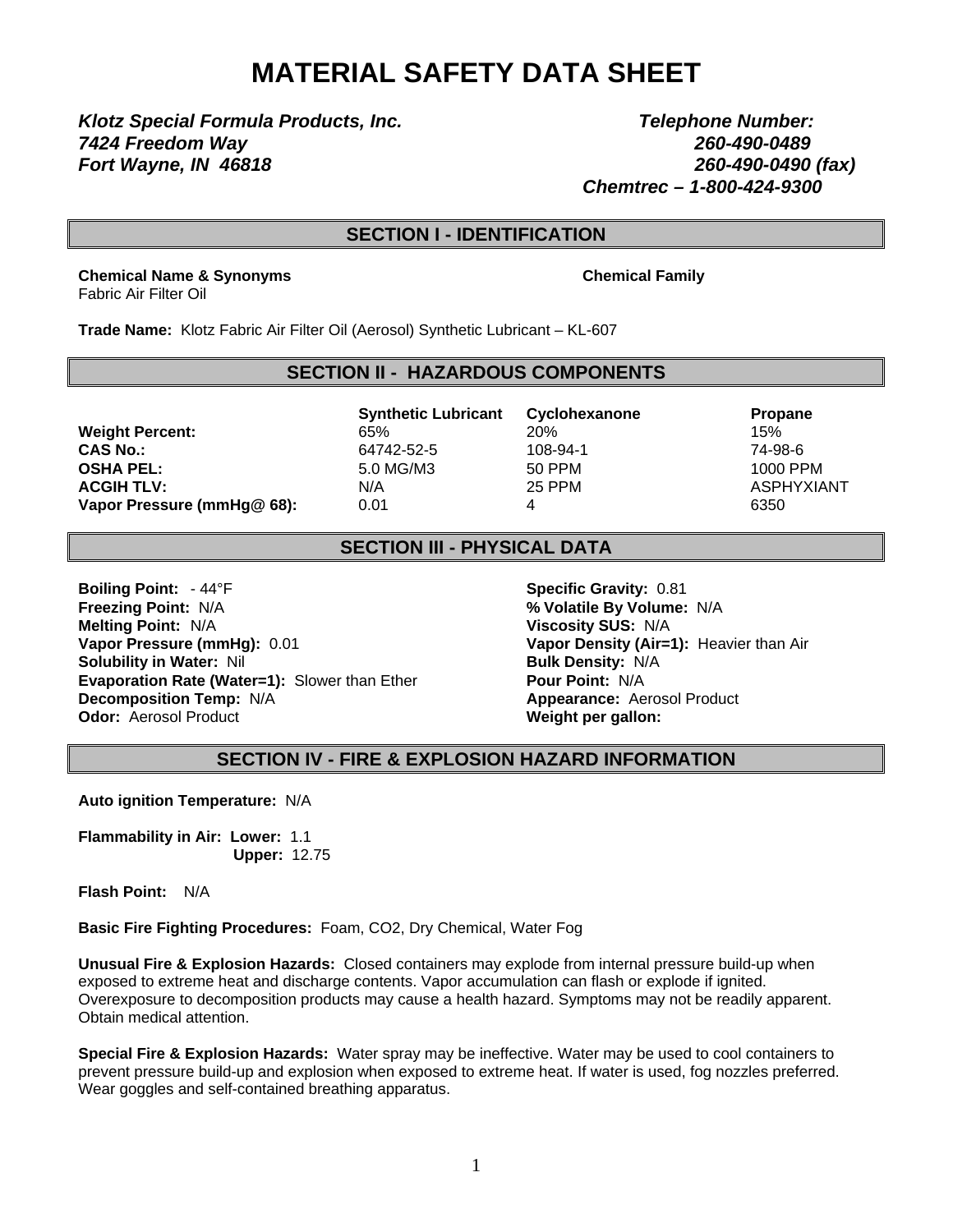# MATERIAL SAFETY DATA SHEET

***Klotz Special Formula Products, Inc.***
***7424 Freedom Way***
***Fort Wayne, IN 46818***

***Telephone Number:***
***260-490-0489***
***260-490-0490 (fax)***
***Chemtrec – 1-800-424-9300***

## SECTION I - IDENTIFICATION

**Chemical Name & Synonyms**
Fabric Air Filter Oil

**Chemical Family**

**Trade Name:** Klotz Fabric Air Filter Oil (Aerosol) Synthetic Lubricant – KL-607

## SECTION II - HAZARDOUS COMPONENTS

| | Synthetic Lubricant | Cyclohexanone | Propane |
|---|---|---|---|
| **Weight Percent:** | 65% | 20% | 15% |
| **CAS No.:** | 64742-52-5 | 108-94-1 | 74-98-6 |
| **OSHA PEL:** | 5.0 MG/M3 | 50 PPM | 1000 PPM |
| **ACGIH TLV:** | N/A | 25 PPM | ASPHYXIANT |
| **Vapor Pressure (mmHg@ 68):** | 0.01 | 4 | 6350 |

## SECTION III - PHYSICAL DATA

**Boiling Point:** - 44°F
**Freezing Point:** N/A
**Melting Point:** N/A
**Vapor Pressure (mmHg):** 0.01
**Solubility in Water:** Nil
**Evaporation Rate (Water=1):** Slower than Ether
**Decomposition Temp:** N/A
**Odor:** Aerosol Product

**Specific Gravity:** 0.81
**% Volatile By Volume:** N/A
**Viscosity SUS:** N/A
**Vapor Density (Air=1):** Heavier than Air
**Bulk Density:** N/A
**Pour Point:** N/A
**Appearance:** Aerosol Product
**Weight per gallon:**

## SECTION IV - FIRE & EXPLOSION HAZARD INFORMATION

**Auto ignition Temperature:** N/A

**Flammability in Air: Lower:** 1.1
**Upper:** 12.75

**Flash Point:** N/A

**Basic Fire Fighting Procedures:** Foam, CO2, Dry Chemical, Water Fog

**Unusual Fire & Explosion Hazards:** Closed containers may explode from internal pressure build-up when exposed to extreme heat and discharge contents. Vapor accumulation can flash or explode if ignited. Overexposure to decomposition products may cause a health hazard. Symptoms may not be readily apparent. Obtain medical attention.

**Special Fire & Explosion Hazards:** Water spray may be ineffective. Water may be used to cool containers to prevent pressure build-up and explosion when exposed to extreme heat. If water is used, fog nozzles preferred. Wear goggles and self-contained breathing apparatus.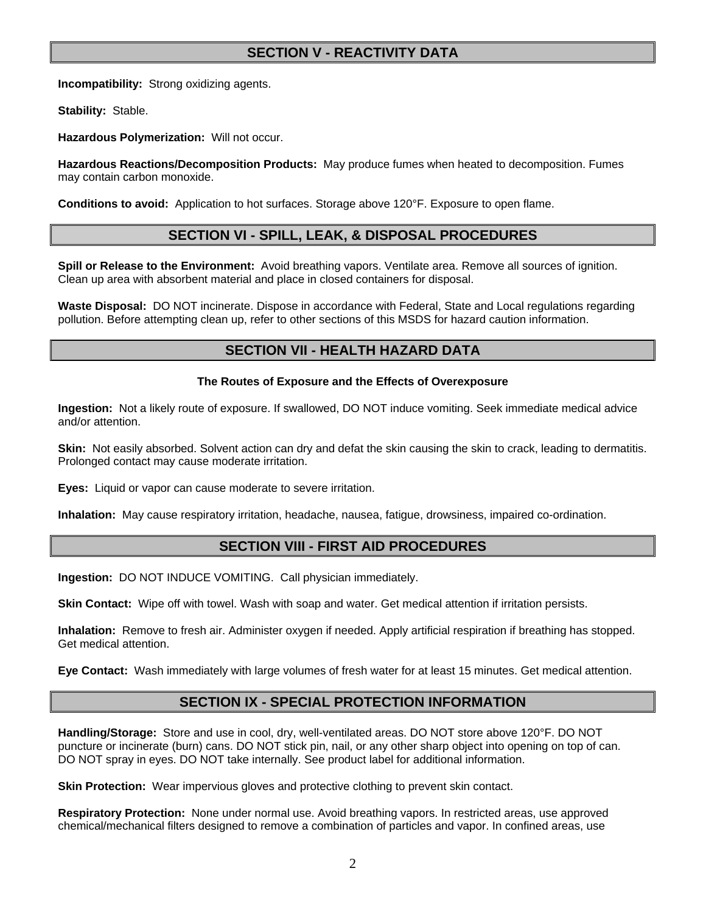## SECTION V - REACTIVITY DATA

**Incompatibility:** Strong oxidizing agents.

**Stability:** Stable.

**Hazardous Polymerization:** Will not occur.

**Hazardous Reactions/Decomposition Products:** May produce fumes when heated to decomposition. Fumes may contain carbon monoxide.

**Conditions to avoid:** Application to hot surfaces. Storage above 120°F. Exposure to open flame.

## SECTION VI - SPILL, LEAK, & DISPOSAL PROCEDURES

**Spill or Release to the Environment:** Avoid breathing vapors. Ventilate area. Remove all sources of ignition. Clean up area with absorbent material and place in closed containers for disposal.

**Waste Disposal:** DO NOT incinerate. Dispose in accordance with Federal, State and Local regulations regarding pollution. Before attempting clean up, refer to other sections of this MSDS for hazard caution information.

## SECTION VII - HEALTH HAZARD DATA

### The Routes of Exposure and the Effects of Overexposure

**Ingestion:** Not a likely route of exposure. If swallowed, DO NOT induce vomiting. Seek immediate medical advice and/or attention.

**Skin:** Not easily absorbed. Solvent action can dry and defat the skin causing the skin to crack, leading to dermatitis. Prolonged contact may cause moderate irritation.

**Eyes:** Liquid or vapor can cause moderate to severe irritation.

**Inhalation:** May cause respiratory irritation, headache, nausea, fatigue, drowsiness, impaired co-ordination.

## SECTION VIII - FIRST AID PROCEDURES

**Ingestion:** DO NOT INDUCE VOMITING. Call physician immediately.

**Skin Contact:** Wipe off with towel. Wash with soap and water. Get medical attention if irritation persists.

**Inhalation:** Remove to fresh air. Administer oxygen if needed. Apply artificial respiration if breathing has stopped. Get medical attention.

**Eye Contact:** Wash immediately with large volumes of fresh water for at least 15 minutes. Get medical attention.

## SECTION IX - SPECIAL PROTECTION INFORMATION

**Handling/Storage:** Store and use in cool, dry, well-ventilated areas. DO NOT store above 120°F. DO NOT puncture or incinerate (burn) cans. DO NOT stick pin, nail, or any other sharp object into opening on top of can. DO NOT spray in eyes. DO NOT take internally. See product label for additional information.

**Skin Protection:** Wear impervious gloves and protective clothing to prevent skin contact.

**Respiratory Protection:** None under normal use. Avoid breathing vapors. In restricted areas, use approved chemical/mechanical filters designed to remove a combination of particles and vapor. In confined areas, use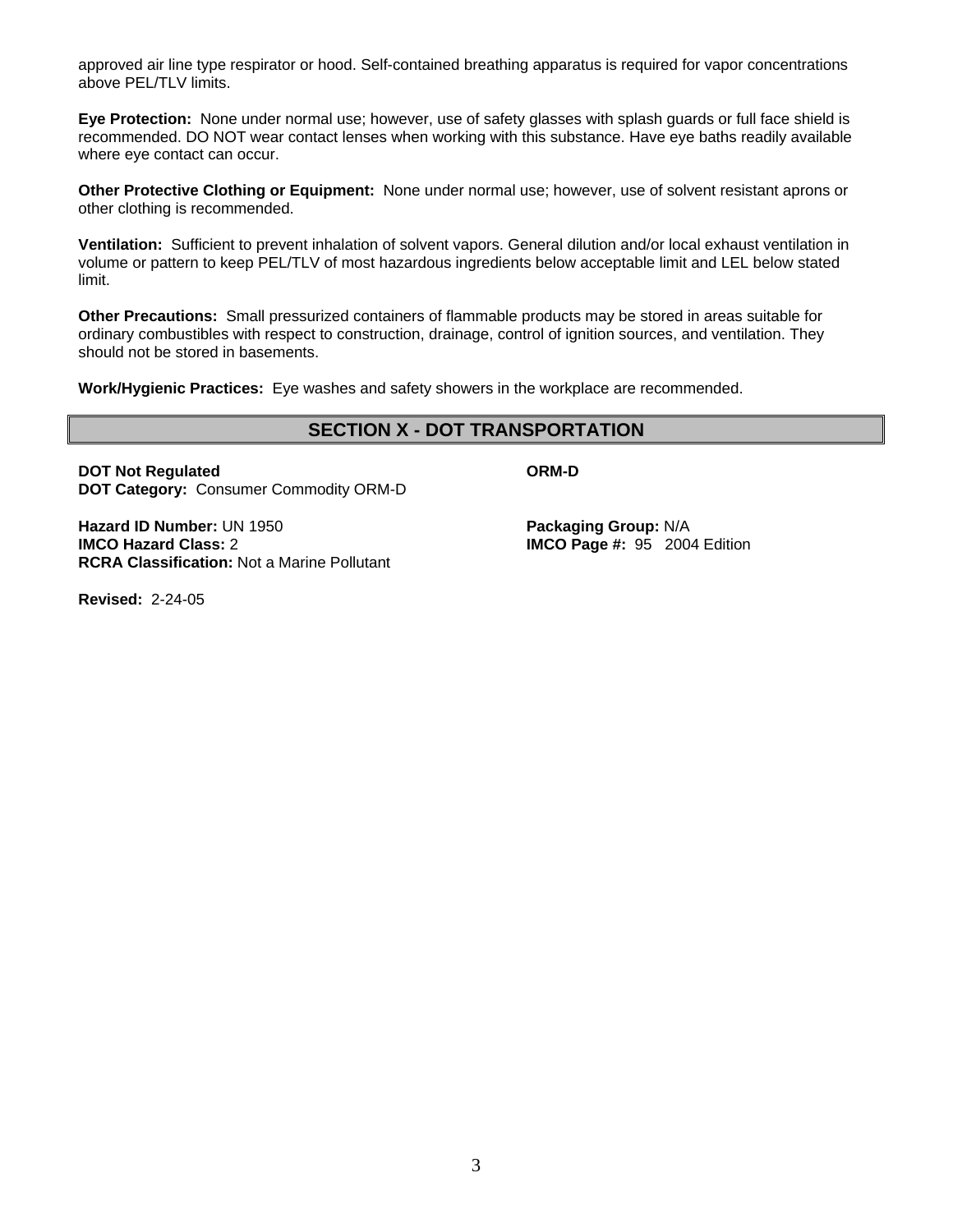approved air line type respirator or hood. Self-contained breathing apparatus is required for vapor concentrations above PEL/TLV limits.

**Eye Protection:** None under normal use; however, use of safety glasses with splash guards or full face shield is recommended. DO NOT wear contact lenses when working with this substance. Have eye baths readily available where eye contact can occur.

**Other Protective Clothing or Equipment:** None under normal use; however, use of solvent resistant aprons or other clothing is recommended.

**Ventilation:** Sufficient to prevent inhalation of solvent vapors. General dilution and/or local exhaust ventilation in volume or pattern to keep PEL/TLV of most hazardous ingredients below acceptable limit and LEL below stated limit.

**Other Precautions:** Small pressurized containers of flammable products may be stored in areas suitable for ordinary combustibles with respect to construction, drainage, control of ignition sources, and ventilation. They should not be stored in basements.

**Work/Hygienic Practices:** Eye washes and safety showers in the workplace are recommended.

## SECTION X - DOT TRANSPORTATION

**DOT Not Regulated**

**ORM-D**

**DOT Category:** Consumer Commodity ORM-D

**Hazard ID Number:** UN 1950

**Packaging Group:** N/A

**IMCO Hazard Class:** 2

**IMCO Page #:** 95 2004 Edition

**RCRA Classification:** Not a Marine Pollutant

**Revised:** 2-24-05